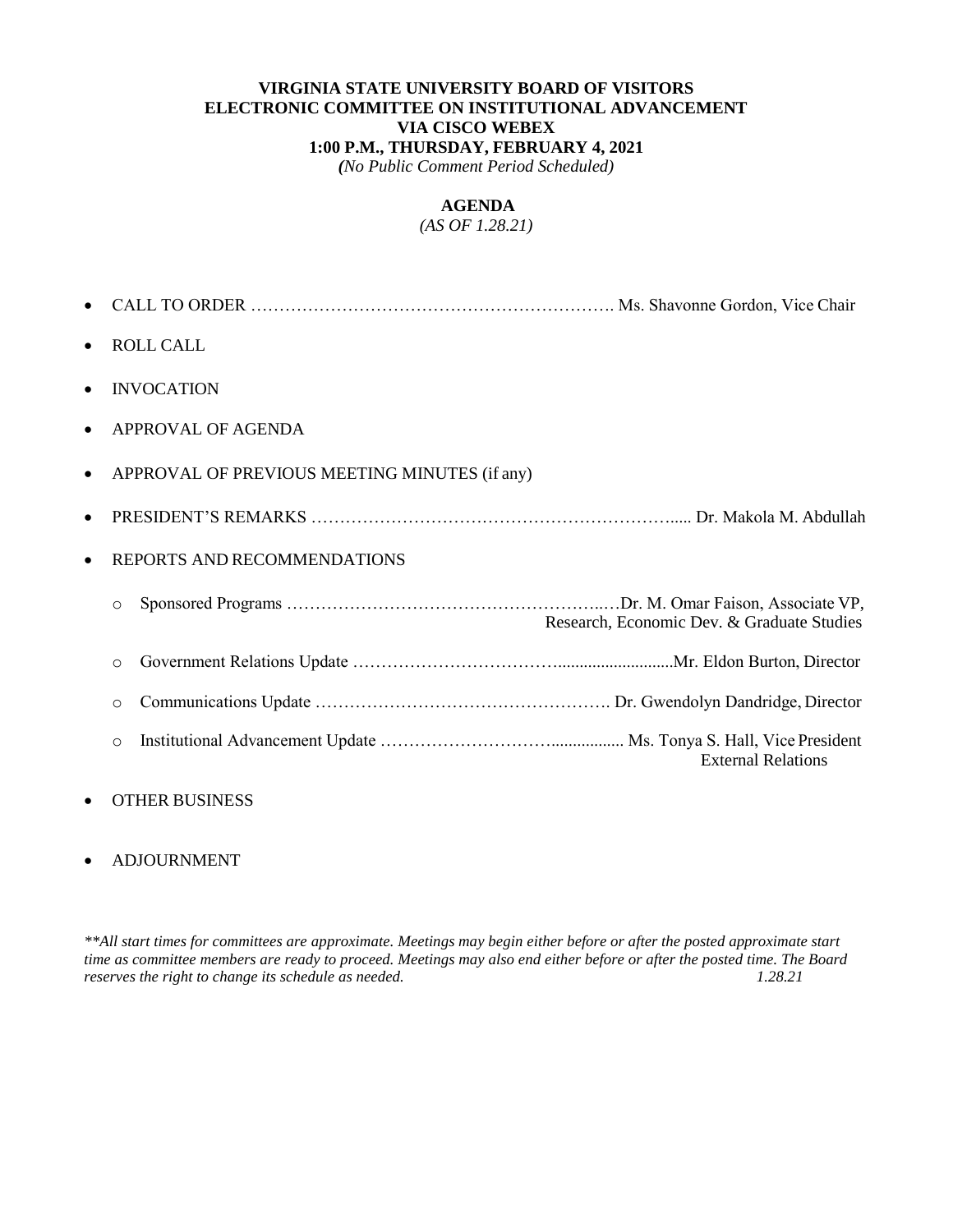**VIRGINIA STATE UNIVERSITY BOARD OF VISITORS**
**ELECTRONIC COMMITTEE ON INSTITUTIONAL ADVANCEMENT**
**VIA CISCO WEBEX**
**1:00 P.M., THURSDAY, FEBRUARY 4, 2021**
*(No Public Comment Period Scheduled)*

**AGENDA**
*(AS OF 1.28.21)*

- CALL TO ORDER ………………………………………………………. Ms. Shavonne Gordon, Vice Chair
- ROLL CALL
- INVOCATION
- APPROVAL OF AGENDA
- APPROVAL OF PREVIOUS MEETING MINUTES (if any)
- PRESIDENT'S REMARKS …………………………………………………….... Dr. Makola M. Abdullah
- REPORTS AND RECOMMENDATIONS
  - Sponsored Programs …………………………………………….…Dr. M. Omar Faison, Associate VP, Research, Economic Dev. & Graduate Studies
  - Government Relations Update ……………………………...........................Mr. Eldon Burton, Director
  - Communications Update ……………………………………………. Dr. Gwendolyn Dandridge, Director
  - Institutional Advancement Update ………………………................. Ms. Tonya S. Hall, Vice President External Relations
- OTHER BUSINESS
- ADJOURNMENT

*\*\*All start times for committees are approximate. Meetings may begin either before or after the posted approximate start time as committee members are ready to proceed. Meetings may also end either before or after the posted time. The Board reserves the right to change its schedule as needed. 1.28.21*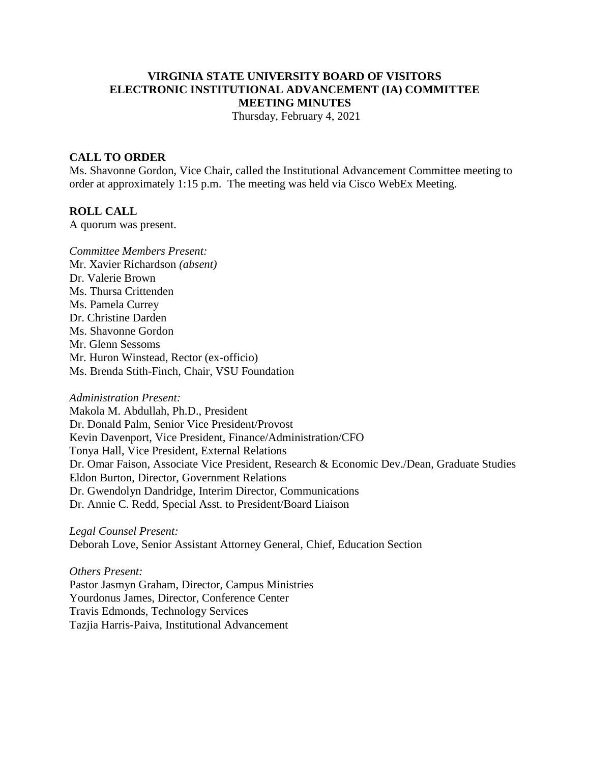**VIRGINIA STATE UNIVERSITY BOARD OF VISITORS**
**ELECTRONIC INSTITUTIONAL ADVANCEMENT (IA) COMMITTEE**
**MEETING MINUTES**

Thursday, February 4, 2021

## CALL TO ORDER

Ms. Shavonne Gordon, Vice Chair, called the Institutional Advancement Committee meeting to order at approximately 1:15 p.m. The meeting was held via Cisco WebEx Meeting.

## ROLL CALL

A quorum was present.

*Committee Members Present:*
Mr. Xavier Richardson *(absent)*
Dr. Valerie Brown
Ms. Thursa Crittenden
Ms. Pamela Currey
Dr. Christine Darden
Ms. Shavonne Gordon
Mr. Glenn Sessoms
Mr. Huron Winstead, Rector (ex-officio)
Ms. Brenda Stith-Finch, Chair, VSU Foundation

*Administration Present:*
Makola M. Abdullah, Ph.D., President
Dr. Donald Palm, Senior Vice President/Provost
Kevin Davenport, Vice President, Finance/Administration/CFO
Tonya Hall, Vice President, External Relations
Dr. Omar Faison, Associate Vice President, Research & Economic Dev./Dean, Graduate Studies
Eldon Burton, Director, Government Relations
Dr. Gwendolyn Dandridge, Interim Director, Communications
Dr. Annie C. Redd, Special Asst. to President/Board Liaison

*Legal Counsel Present:*
Deborah Love, Senior Assistant Attorney General, Chief, Education Section

*Others Present:*
Pastor Jasmyn Graham, Director, Campus Ministries
Yourdonus James, Director, Conference Center
Travis Edmonds, Technology Services
Tazjia Harris-Paiva, Institutional Advancement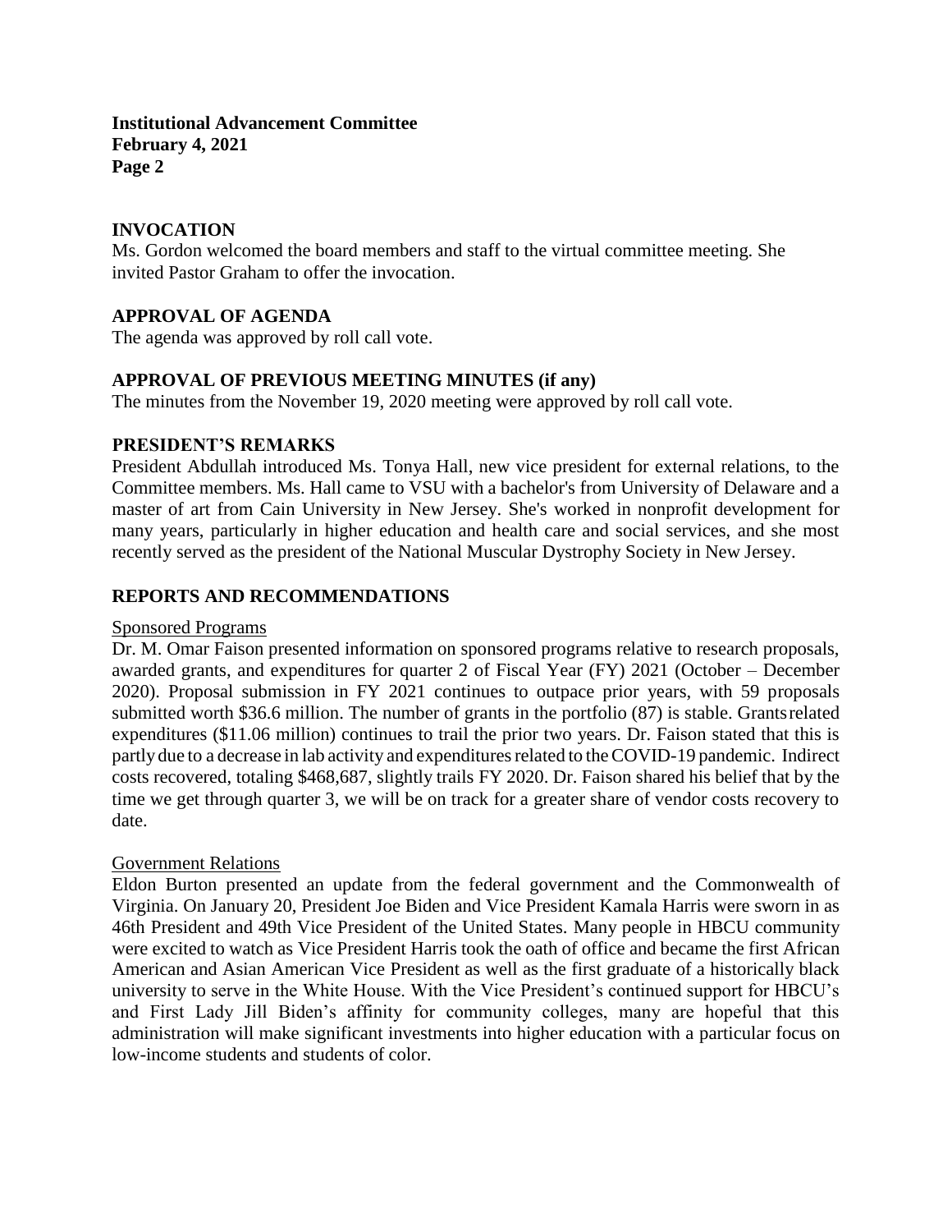## INVOCATION

Ms. Gordon welcomed the board members and staff to the virtual committee meeting. She invited Pastor Graham to offer the invocation.

## APPROVAL OF AGENDA

The agenda was approved by roll call vote.

## APPROVAL OF PREVIOUS MEETING MINUTES (if any)

The minutes from the November 19, 2020 meeting were approved by roll call vote.

## PRESIDENT'S REMARKS

President Abdullah introduced Ms. Tonya Hall, new vice president for external relations, to the Committee members. Ms. Hall came to VSU with a bachelor's from University of Delaware and a master of art from Cain University in New Jersey. She's worked in nonprofit development for many years, particularly in higher education and health care and social services, and she most recently served as the president of the National Muscular Dystrophy Society in New Jersey.

## REPORTS AND RECOMMENDATIONS

Sponsored Programs

Dr. M. Omar Faison presented information on sponsored programs relative to research proposals, awarded grants, and expenditures for quarter 2 of Fiscal Year (FY) 2021 (October – December 2020). Proposal submission in FY 2021 continues to outpace prior years, with 59 proposals submitted worth $36.6 million. The number of grants in the portfolio (87) is stable. Grants related expenditures ($11.06 million) continues to trail the prior two years. Dr. Faison stated that this is partly due to a decrease in lab activity and expenditures related to the COVID-19 pandemic. Indirect costs recovered, totaling $468,687, slightly trails FY 2020. Dr. Faison shared his belief that by the time we get through quarter 3, we will be on track for a greater share of vendor costs recovery to date.

Government Relations

Eldon Burton presented an update from the federal government and the Commonwealth of Virginia. On January 20, President Joe Biden and Vice President Kamala Harris were sworn in as 46th President and 49th Vice President of the United States. Many people in HBCU community were excited to watch as Vice President Harris took the oath of office and became the first African American and Asian American Vice President as well as the first graduate of a historically black university to serve in the White House. With the Vice President's continued support for HBCU's and First Lady Jill Biden's affinity for community colleges, many are hopeful that this administration will make significant investments into higher education with a particular focus on low-income students and students of color.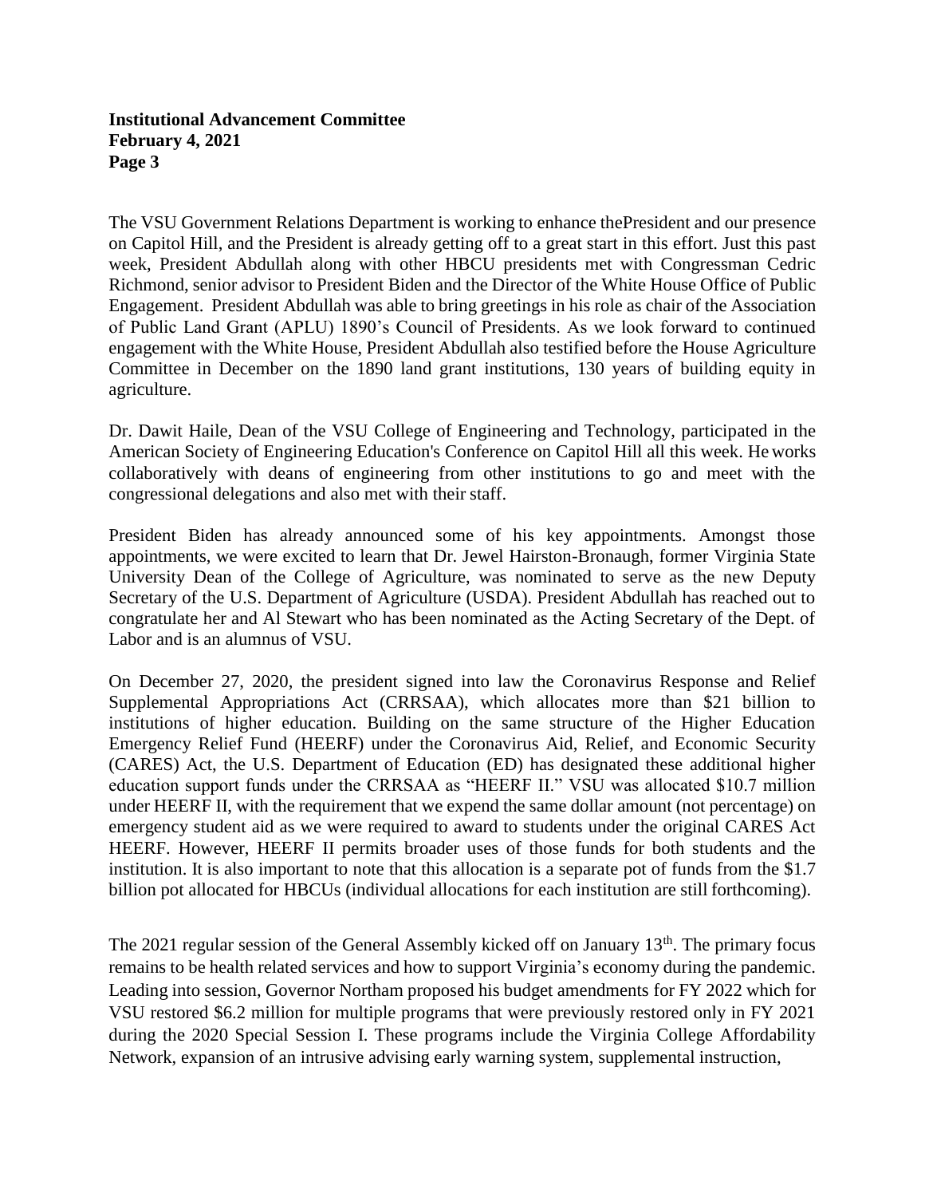The VSU Government Relations Department is working to enhance thePresident and our presence on Capitol Hill, and the President is already getting off to a great start in this effort. Just this past week, President Abdullah along with other HBCU presidents met with Congressman Cedric Richmond, senior advisor to President Biden and the Director of the White House Office of Public Engagement. President Abdullah was able to bring greetings in his role as chair of the Association of Public Land Grant (APLU) 1890's Council of Presidents. As we look forward to continued engagement with the White House, President Abdullah also testified before the House Agriculture Committee in December on the 1890 land grant institutions, 130 years of building equity in agriculture.

Dr. Dawit Haile, Dean of the VSU College of Engineering and Technology, participated in the American Society of Engineering Education's Conference on Capitol Hill all this week. He works collaboratively with deans of engineering from other institutions to go and meet with the congressional delegations and also met with their staff.

President Biden has already announced some of his key appointments. Amongst those appointments, we were excited to learn that Dr. Jewel Hairston-Bronaugh, former Virginia State University Dean of the College of Agriculture, was nominated to serve as the new Deputy Secretary of the U.S. Department of Agriculture (USDA). President Abdullah has reached out to congratulate her and Al Stewart who has been nominated as the Acting Secretary of the Dept. of Labor and is an alumnus of VSU.

On December 27, 2020, the president signed into law the Coronavirus Response and Relief Supplemental Appropriations Act (CRRSAA), which allocates more than $21 billion to institutions of higher education. Building on the same structure of the Higher Education Emergency Relief Fund (HEERF) under the Coronavirus Aid, Relief, and Economic Security (CARES) Act, the U.S. Department of Education (ED) has designated these additional higher education support funds under the CRRSAA as "HEERF II." VSU was allocated $10.7 million under HEERF II, with the requirement that we expend the same dollar amount (not percentage) on emergency student aid as we were required to award to students under the original CARES Act HEERF. However, HEERF II permits broader uses of those funds for both students and the institution. It is also important to note that this allocation is a separate pot of funds from the $1.7 billion pot allocated for HBCUs (individual allocations for each institution are still forthcoming).

The 2021 regular session of the General Assembly kicked off on January 13th. The primary focus remains to be health related services and how to support Virginia's economy during the pandemic. Leading into session, Governor Northam proposed his budget amendments for FY 2022 which for VSU restored $6.2 million for multiple programs that were previously restored only in FY 2021 during the 2020 Special Session I. These programs include the Virginia College Affordability Network, expansion of an intrusive advising early warning system, supplemental instruction,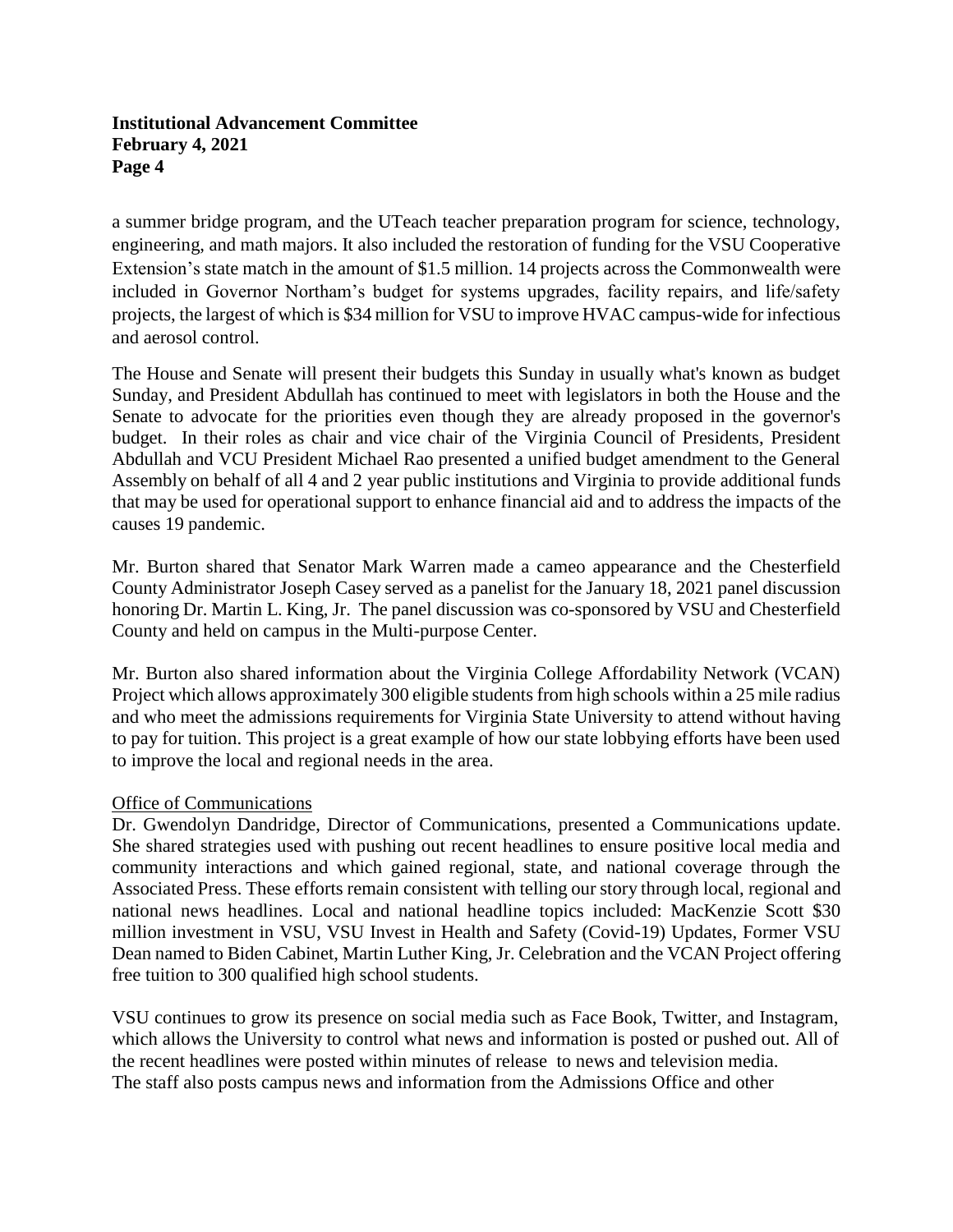a summer bridge program, and the UTeach teacher preparation program for science, technology, engineering, and math majors. It also included the restoration of funding for the VSU Cooperative Extension's state match in the amount of $1.5 million. 14 projects across the Commonwealth were included in Governor Northam's budget for systems upgrades, facility repairs, and life/safety projects, the largest of which is $34 million for VSU to improve HVAC campus-wide for infectious and aerosol control.

The House and Senate will present their budgets this Sunday in usually what's known as budget Sunday, and President Abdullah has continued to meet with legislators in both the House and the Senate to advocate for the priorities even though they are already proposed in the governor's budget. In their roles as chair and vice chair of the Virginia Council of Presidents, President Abdullah and VCU President Michael Rao presented a unified budget amendment to the General Assembly on behalf of all 4 and 2 year public institutions and Virginia to provide additional funds that may be used for operational support to enhance financial aid and to address the impacts of the causes 19 pandemic.

Mr. Burton shared that Senator Mark Warren made a cameo appearance and the Chesterfield County Administrator Joseph Casey served as a panelist for the January 18, 2021 panel discussion honoring Dr. Martin L. King, Jr. The panel discussion was co-sponsored by VSU and Chesterfield County and held on campus in the Multi-purpose Center.

Mr. Burton also shared information about the Virginia College Affordability Network (VCAN) Project which allows approximately 300 eligible students from high schools within a 25 mile radius and who meet the admissions requirements for Virginia State University to attend without having to pay for tuition. This project is a great example of how our state lobbying efforts have been used to improve the local and regional needs in the area.

Office of Communications

Dr. Gwendolyn Dandridge, Director of Communications, presented a Communications update. She shared strategies used with pushing out recent headlines to ensure positive local media and community interactions and which gained regional, state, and national coverage through the Associated Press. These efforts remain consistent with telling our story through local, regional and national news headlines. Local and national headline topics included: MacKenzie Scott $30 million investment in VSU, VSU Invest in Health and Safety (Covid-19) Updates, Former VSU Dean named to Biden Cabinet, Martin Luther King, Jr. Celebration and the VCAN Project offering free tuition to 300 qualified high school students.

VSU continues to grow its presence on social media such as Face Book, Twitter, and Instagram, which allows the University to control what news and information is posted or pushed out. All of the recent headlines were posted within minutes of release to news and television media. The staff also posts campus news and information from the Admissions Office and other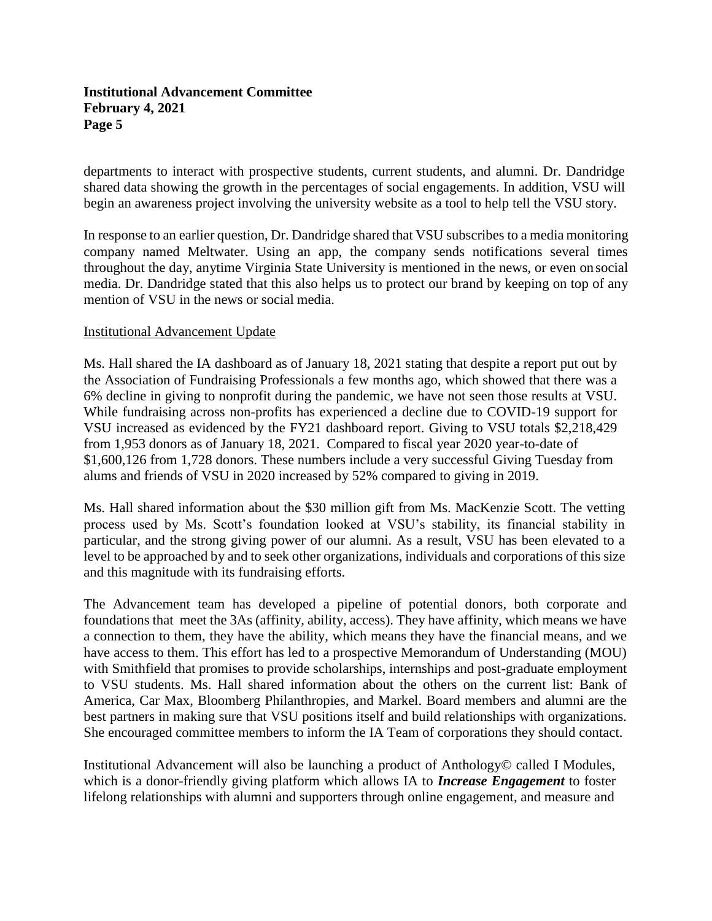departments to interact with prospective students, current students, and alumni. Dr. Dandridge shared data showing the growth in the percentages of social engagements. In addition, VSU will begin an awareness project involving the university website as a tool to help tell the VSU story.

In response to an earlier question, Dr. Dandridge shared that VSU subscribes to a media monitoring company named Meltwater. Using an app, the company sends notifications several times throughout the day, anytime Virginia State University is mentioned in the news, or even on social media. Dr. Dandridge stated that this also helps us to protect our brand by keeping on top of any mention of VSU in the news or social media.

Institutional Advancement Update

Ms. Hall shared the IA dashboard as of January 18, 2021 stating that despite a report put out by the Association of Fundraising Professionals a few months ago, which showed that there was a 6% decline in giving to nonprofit during the pandemic, we have not seen those results at VSU. While fundraising across non-profits has experienced a decline due to COVID-19 support for VSU increased as evidenced by the FY21 dashboard report. Giving to VSU totals $2,218,429 from 1,953 donors as of January 18, 2021. Compared to fiscal year 2020 year-to-date of $1,600,126 from 1,728 donors. These numbers include a very successful Giving Tuesday from alums and friends of VSU in 2020 increased by 52% compared to giving in 2019.

Ms. Hall shared information about the $30 million gift from Ms. MacKenzie Scott. The vetting process used by Ms. Scott's foundation looked at VSU's stability, its financial stability in particular, and the strong giving power of our alumni. As a result, VSU has been elevated to a level to be approached by and to seek other organizations, individuals and corporations of this size and this magnitude with its fundraising efforts.

The Advancement team has developed a pipeline of potential donors, both corporate and foundations that meet the 3As (affinity, ability, access). They have affinity, which means we have a connection to them, they have the ability, which means they have the financial means, and we have access to them. This effort has led to a prospective Memorandum of Understanding (MOU) with Smithfield that promises to provide scholarships, internships and post-graduate employment to VSU students. Ms. Hall shared information about the others on the current list: Bank of America, Car Max, Bloomberg Philanthropies, and Markel. Board members and alumni are the best partners in making sure that VSU positions itself and build relationships with organizations. She encouraged committee members to inform the IA Team of corporations they should contact.

Institutional Advancement will also be launching a product of Anthology© called I Modules, which is a donor-friendly giving platform which allows IA to ***Increase Engagement*** to foster lifelong relationships with alumni and supporters through online engagement, and measure and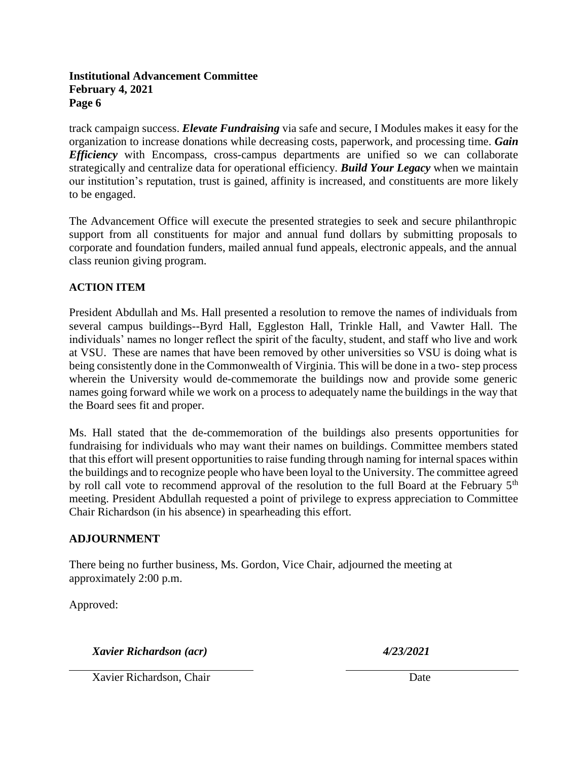track campaign success. ***Elevate Fundraising*** via safe and secure, I Modules makes it easy for the organization to increase donations while decreasing costs, paperwork, and processing time. ***Gain Efficiency*** with Encompass, cross-campus departments are unified so we can collaborate strategically and centralize data for operational efficiency. ***Build Your Legacy*** when we maintain our institution's reputation, trust is gained, affinity is increased, and constituents are more likely to be engaged.

The Advancement Office will execute the presented strategies to seek and secure philanthropic support from all constituents for major and annual fund dollars by submitting proposals to corporate and foundation funders, mailed annual fund appeals, electronic appeals, and the annual class reunion giving program.

## ACTION ITEM

President Abdullah and Ms. Hall presented a resolution to remove the names of individuals from several campus buildings--Byrd Hall, Eggleston Hall, Trinkle Hall, and Vawter Hall. The individuals' names no longer reflect the spirit of the faculty, student, and staff who live and work at VSU. These are names that have been removed by other universities so VSU is doing what is being consistently done in the Commonwealth of Virginia. This will be done in a two- step process wherein the University would de-commemorate the buildings now and provide some generic names going forward while we work on a process to adequately name the buildings in the way that the Board sees fit and proper.

Ms. Hall stated that the de-commemoration of the buildings also presents opportunities for fundraising for individuals who may want their names on buildings. Committee members stated that this effort will present opportunities to raise funding through naming for internal spaces within the buildings and to recognize people who have been loyal to the University. The committee agreed by roll call vote to recommend approval of the resolution to the full Board at the February 5th meeting. President Abdullah requested a point of privilege to express appreciation to Committee Chair Richardson (in his absence) in spearheading this effort.

## ADJOURNMENT

There being no further business, Ms. Gordon, Vice Chair, adjourned the meeting at approximately 2:00 p.m.

Approved:

***Xavier Richardson (acr)*** ***4/23/2021***

Xavier Richardson, Chair Date